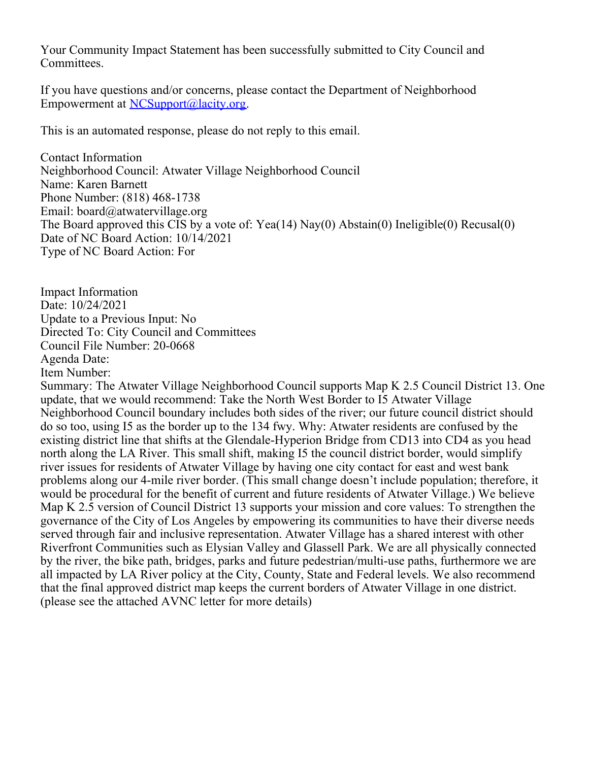Your Community Impact Statement has been successfully submitted to City Council and Committees.

If you have questions and/or concerns, please contact the Department of Neighborhood Empowerment at NCSupport@lacity.org.

This is an automated response, please do not reply to this email.

Contact Information
Neighborhood Council: Atwater Village Neighborhood Council
Name: Karen Barnett
Phone Number: (818) 468-1738
Email: board@atwatervillage.org
The Board approved this CIS by a vote of: Yea(14) Nay(0) Abstain(0) Ineligible(0) Recusal(0)
Date of NC Board Action: 10/14/2021
Type of NC Board Action: For

Impact Information
Date: 10/24/2021
Update to a Previous Input: No
Directed To: City Council and Committees
Council File Number: 20-0668
Agenda Date:
Item Number:
Summary: The Atwater Village Neighborhood Council supports Map K 2.5 Council District 13. One update, that we would recommend: Take the North West Border to I5 Atwater Village Neighborhood Council boundary includes both sides of the river; our future council district should do so too, using I5 as the border up to the 134 fwy. Why: Atwater residents are confused by the existing district line that shifts at the Glendale-Hyperion Bridge from CD13 into CD4 as you head north along the LA River. This small shift, making I5 the council district border, would simplify river issues for residents of Atwater Village by having one city contact for east and west bank problems along our 4-mile river border. (This small change doesn't include population; therefore, it would be procedural for the benefit of current and future residents of Atwater Village.) We believe Map K 2.5 version of Council District 13 supports your mission and core values: To strengthen the governance of the City of Los Angeles by empowering its communities to have their diverse needs served through fair and inclusive representation. Atwater Village has a shared interest with other Riverfront Communities such as Elysian Valley and Glassell Park. We are all physically connected by the river, the bike path, bridges, parks and future pedestrian/multi-use paths, furthermore we are all impacted by LA River policy at the City, County, State and Federal levels. We also recommend that the final approved district map keeps the current borders of Atwater Village in one district. (please see the attached AVNC letter for more details)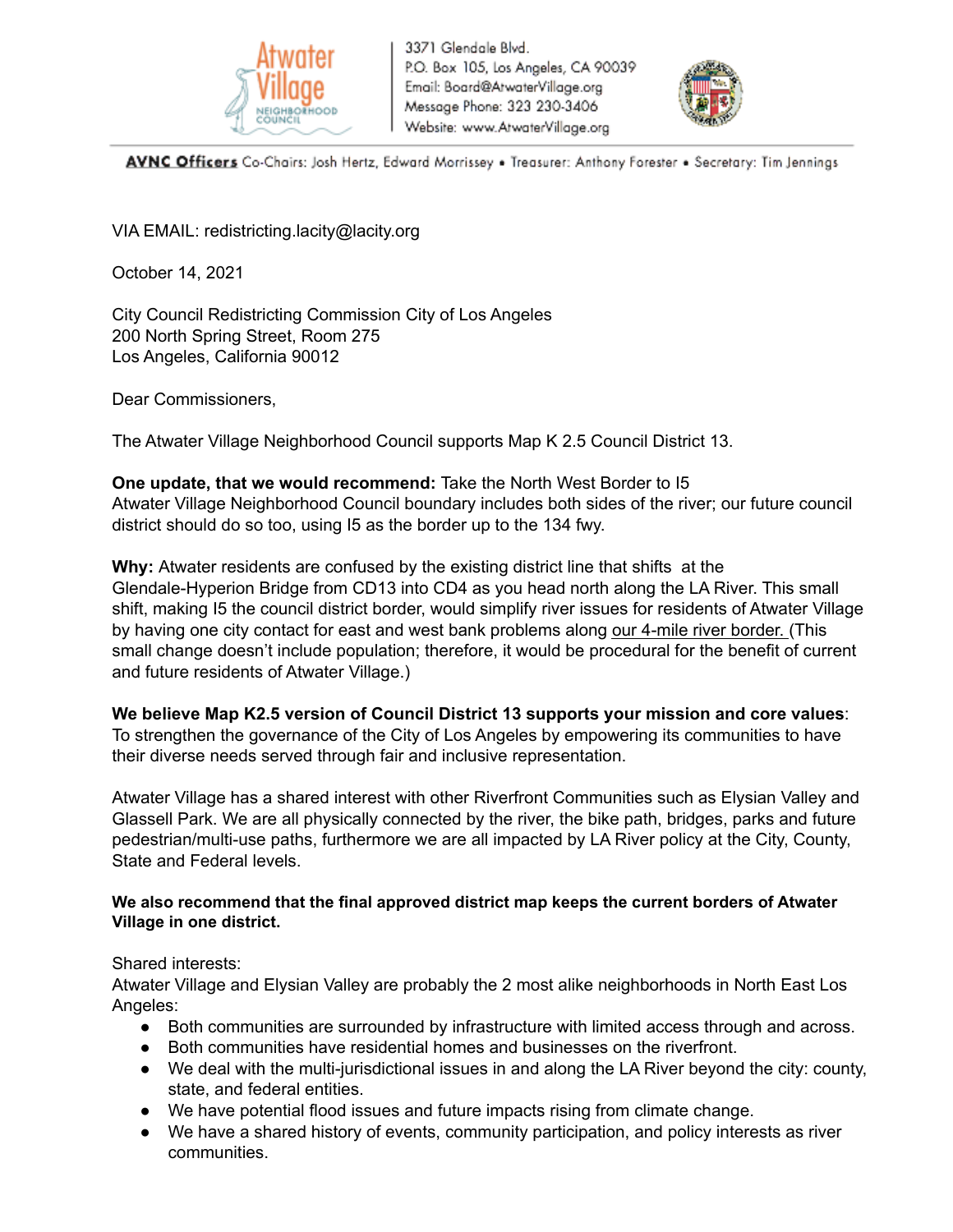Atwater Village Neighborhood Council
3371 Glendale Blvd.
P.O. Box 105, Los Angeles, CA 90039
Email: Board@AtwaterVillage.org
Message Phone: 323 230-3406
Website: www.AtwaterVillage.org

**AVNC Officers** Co-Chairs: Josh Hertz, Edward Morrissey • Treasurer: Anthony Forester • Secretary: Tim Jennings

VIA EMAIL: redistricting.lacity@lacity.org

October 14, 2021

City Council Redistricting Commission City of Los Angeles
200 North Spring Street, Room 275
Los Angeles, California 90012

Dear Commissioners,

The Atwater Village Neighborhood Council supports Map K 2.5 Council District 13.

**One update, that we would recommend:** Take the North West Border to I5
Atwater Village Neighborhood Council boundary includes both sides of the river; our future council district should do so too, using I5 as the border up to the 134 fwy.

**Why:** Atwater residents are confused by the existing district line that shifts at the Glendale-Hyperion Bridge from CD13 into CD4 as you head north along the LA River. This small shift, making I5 the council district border, would simplify river issues for residents of Atwater Village by having one city contact for east and west bank problems along our 4-mile river border. (This small change doesn't include population; therefore, it would be procedural for the benefit of current and future residents of Atwater Village.)

**We believe Map K2.5 version of Council District 13 supports your mission and core values**: To strengthen the governance of the City of Los Angeles by empowering its communities to have their diverse needs served through fair and inclusive representation.

Atwater Village has a shared interest with other Riverfront Communities such as Elysian Valley and Glassell Park. We are all physically connected by the river, the bike path, bridges, parks and future pedestrian/multi-use paths, furthermore we are all impacted by LA River policy at the City, County, State and Federal levels.

**We also recommend that the final approved district map keeps the current borders of Atwater Village in one district.**

Shared interests:
Atwater Village and Elysian Valley are probably the 2 most alike neighborhoods in North East Los Angeles:

- Both communities are surrounded by infrastructure with limited access through and across.
- Both communities have residential homes and businesses on the riverfront.
- We deal with the multi-jurisdictional issues in and along the LA River beyond the city: county, state, and federal entities.
- We have potential flood issues and future impacts rising from climate change.
- We have a shared history of events, community participation, and policy interests as river communities.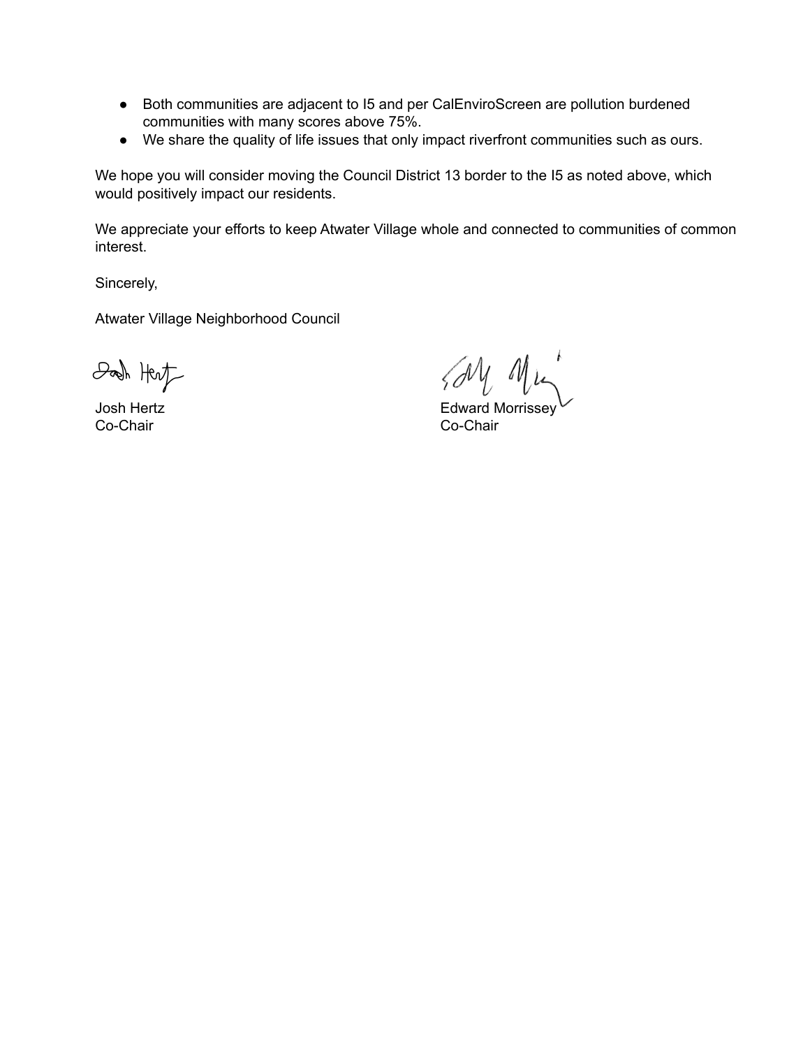- Both communities are adjacent to I5 and per CalEnviroScreen are pollution burdened communities with many scores above 75%.
- We share the quality of life issues that only impact riverfront communities such as ours.

We hope you will consider moving the Council District 13 border to the I5 as noted above, which would positively impact our residents.

We appreciate your efforts to keep Atwater Village whole and connected to communities of common interest.

Sincerely,

Atwater Village Neighborhood Council

Josh Hertz
Co-Chair

Edward Morrissey
Co-Chair